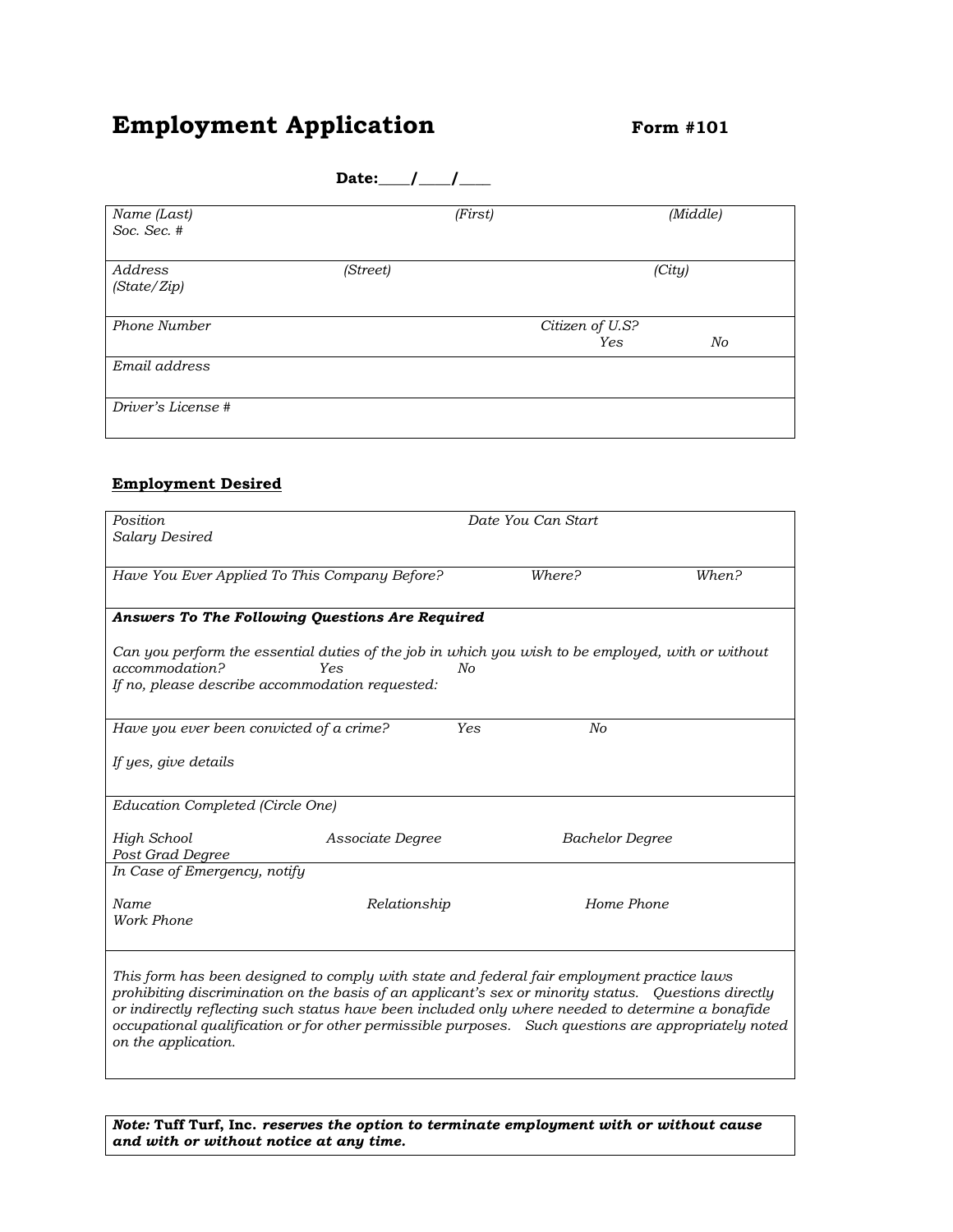# Employment Application

**Form #101**

**Date:\_\_\_\_/\_\_\_\_/\_\_\_\_**

| | | |
|---|---|---|
| *Name (Last)* | *(First)* | *(Middle)* |
| *Soc. Sec. #* | | |
| *Address* *(Street)* | | *(City)* |
| *(State/Zip)* | | |
| *Phone Number* | *Citizen of U.S?* *Yes* | *No* |
| *Email address* | | |
| *Driver's License #* | | |

**<u>Employment Desired</u>**

| | | |
|---|---|---|
| *Position* | *Date You Can Start* | |
| *Salary Desired* | | |
| *Have You Ever Applied To This Company Before?* | *Where?* | *When?* |

***Answers To The Following Questions Are Required***

*Can you perform the essential duties of the job in which you wish to be employed, with or without accommodation?* *Yes* *No*

*If no, please describe accommodation requested:*

*Have you ever been convicted of a crime?* *Yes* *No*

*If yes, give details*

*Education Completed (Circle One)*

*High School* *Associate Degree* *Bachelor Degree* *Post Grad Degree*

*In Case of Emergency, notify*

| *Name* | *Relationship* | *Home Phone* | *Work Phone* |
|---|---|---|---|
| | | | |

*This form has been designed to comply with state and federal fair employment practice laws prohibiting discrimination on the basis of an applicant's sex or minority status. Questions directly or indirectly reflecting such status have been included only where needed to determine a bonafide occupational qualification or for other permissible purposes. Such questions are appropriately noted on the application.*

***Note:* Tuff Turf, Inc. *reserves the option to terminate employment with or without cause and with or without notice at any time.***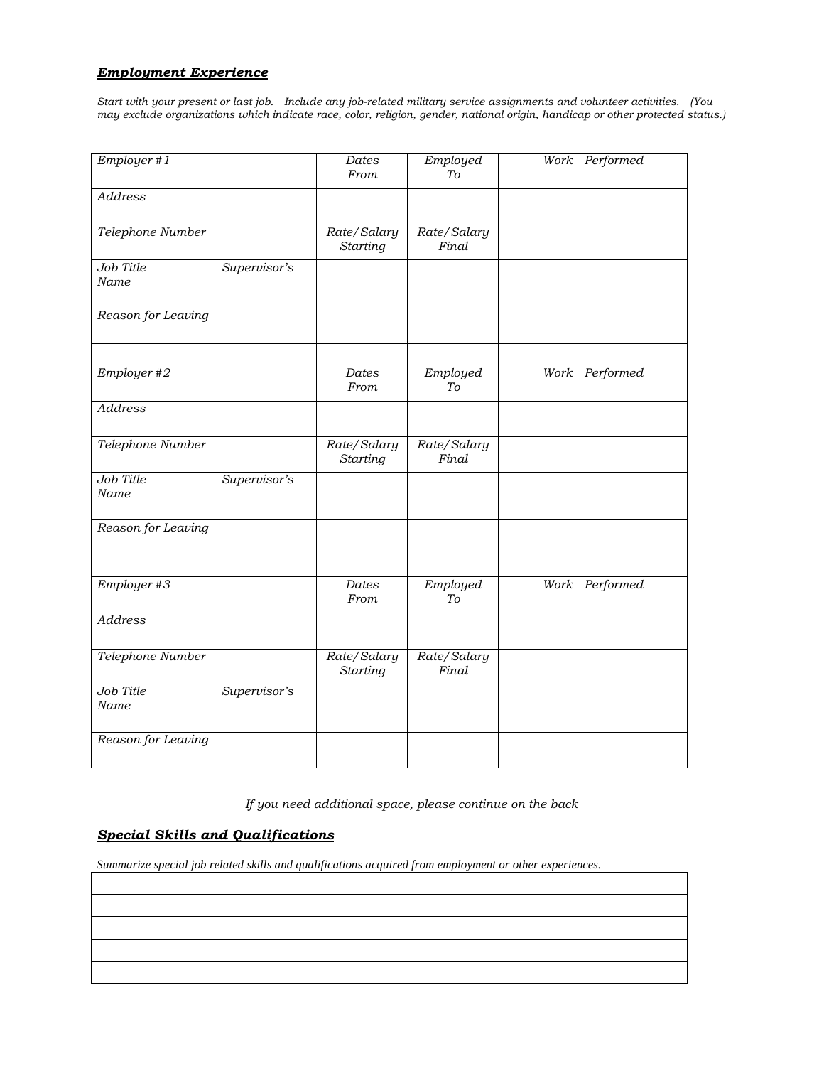## ***Employment Experience***

*Start with your present or last job. Include any job-related military service assignments and volunteer activities. (You may exclude organizations which indicate race, color, religion, gender, national origin, handicap or other protected status.)*

| *Employer #1* | *Dates From* | *Employed To* | *Work Performed* |
|---|---|---|---|
| *Address* | | | |
| *Telephone Number* | *Rate/Salary Starting* | *Rate/Salary Final* | |
| *Job Title Supervisor's Name* | | | |
| *Reason for Leaving* | | | |
| | | | |
| *Employer #2* | *Dates From* | *Employed To* | *Work Performed* |
| *Address* | | | |
| *Telephone Number* | *Rate/Salary Starting* | *Rate/Salary Final* | |
| *Job Title Supervisor's Name* | | | |
| *Reason for Leaving* | | | |
| | | | |
| *Employer #3* | *Dates From* | *Employed To* | *Work Performed* |
| *Address* | | | |
| *Telephone Number* | *Rate/Salary Starting* | *Rate/Salary Final* | |
| *Job Title Supervisor's Name* | | | |
| *Reason for Leaving* | | | |

*If you need additional space, please continue on the back*

## ***Special Skills and Qualifications***

*Summarize special job related skills and qualifications acquired from employment or other experiences.*

| |
|---|
| |
| |
| |
| |
| |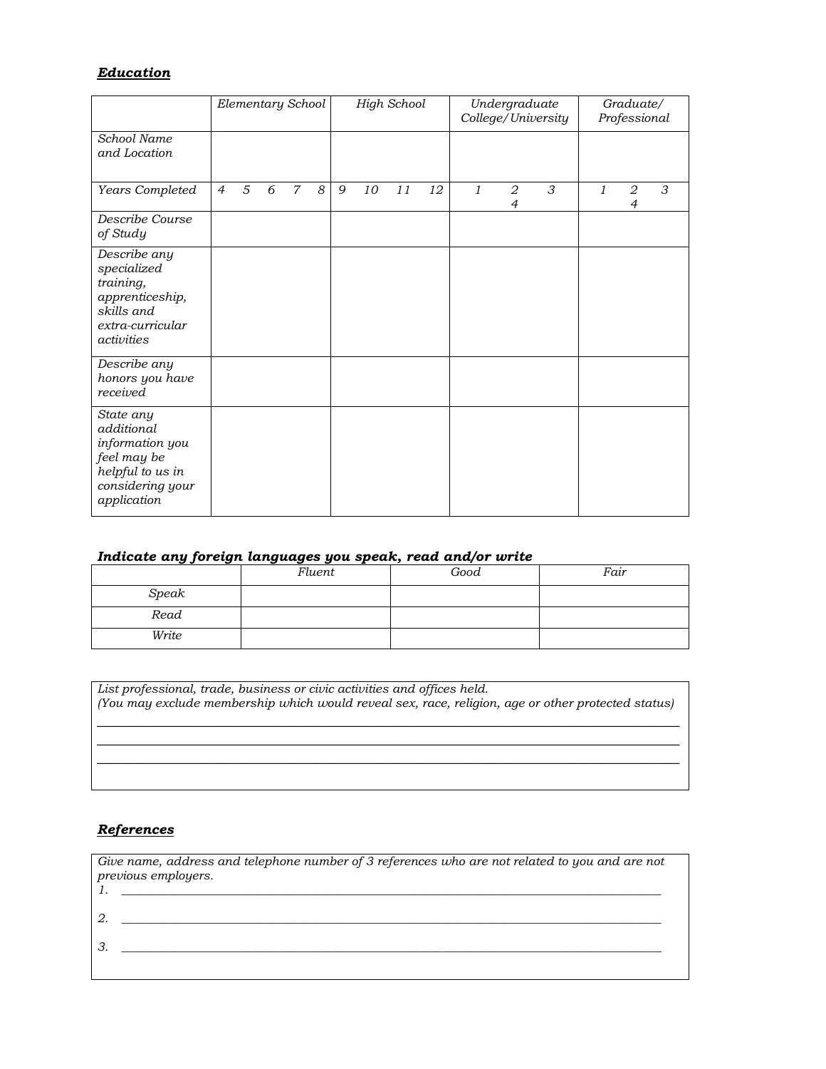***Education***

| | *Elementary School* | *High School* | *Undergraduate College/University* | *Graduate/ Professional* |
|---|---|---|---|---|
| *School Name and Location* | | | | |
| *Years Completed* | *4 5 6 7 8* | *9 10 11 12* | *1 2 3 4* | *1 2 3 4* |
| *Describe Course of Study* | | | | |
| *Describe any specialized training, apprenticeship, skills and extra-curricular activities* | | | | |
| *Describe any honors you have received* | | | | |
| *State any additional information you feel may be helpful to us in considering your application* | | | | |

***Indicate any foreign languages you speak, read and/or write***

| | *Fluent* | *Good* | *Fair* |
|---|---|---|---|
| *Speak* | | | |
| *Read* | | | |
| *Write* | | | |

*List professional, trade, business or civic activities and offices held.*
*(You may exclude membership which would reveal sex, race, religion, age or other protected status)*

______________________________________________________________________________

______________________________________________________________________________

______________________________________________________________________________

***References***

*Give name, address and telephone number of 3 references who are not related to you and are not previous employers.*

*1.* ______________________________________________________________________________

*2.* ______________________________________________________________________________

*3.* ______________________________________________________________________________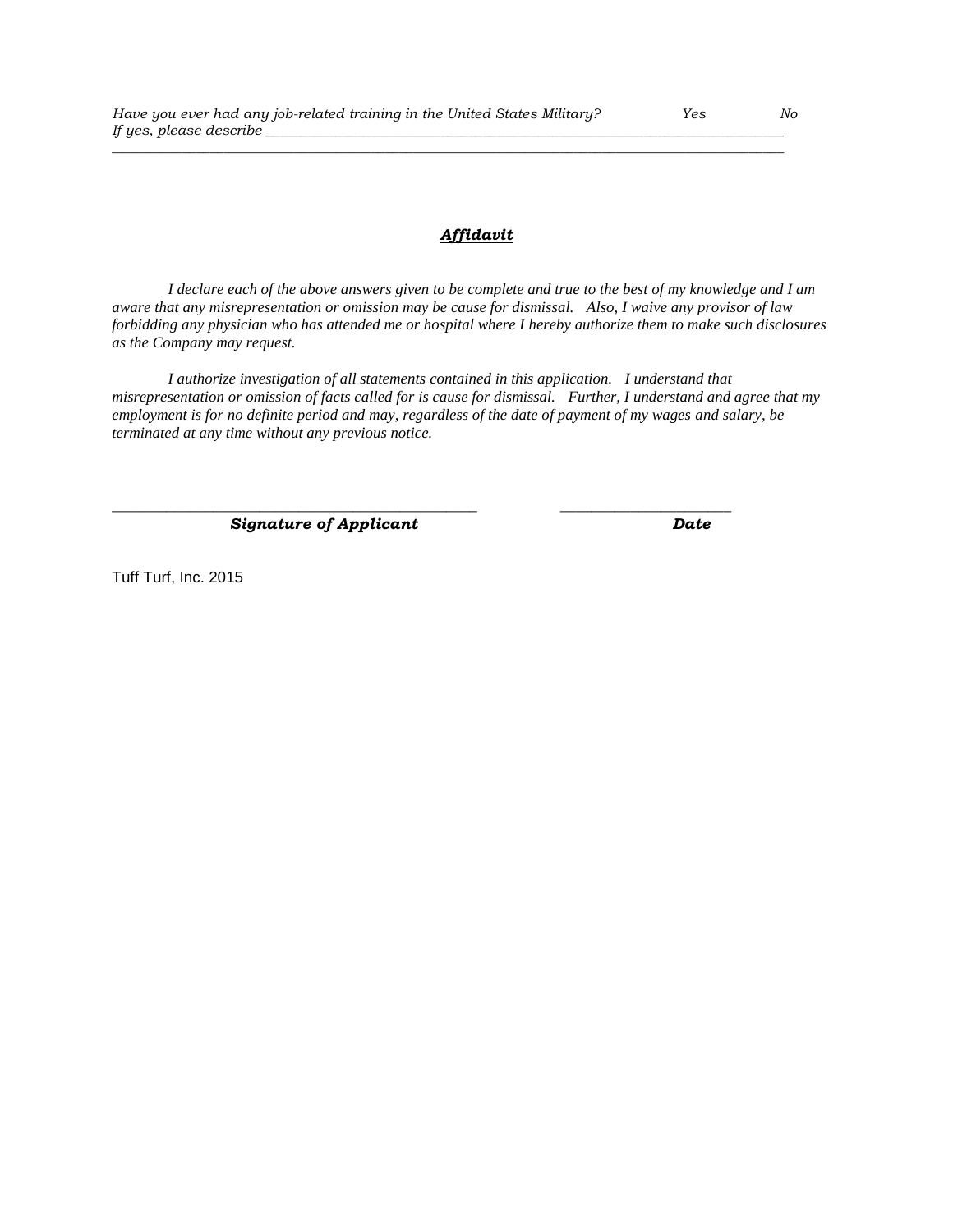*Have you ever had any job-related training in the United States Military?* *Yes* *No*

*If yes, please describe* ______________________________________________________________________

______________________________________________________________________________________

### ***Affidavit***

*I declare each of the above answers given to be complete and true to the best of my knowledge and I am aware that any misrepresentation or omission may be cause for dismissal. Also, I waive any provisor of law forbidding any physician who has attended me or hospital where I hereby authorize them to make such disclosures as the Company may request.*

*I authorize investigation of all statements contained in this application. I understand that misrepresentation or omission of facts called for is cause for dismissal. Further, I understand and agree that my employment is for no definite period and may, regardless of the date of payment of my wages and salary, be terminated at any time without any previous notice.*

_______________________________________________ _______________________

***Signature of Applicant*** ***Date***

Tuff Turf, Inc. 2015